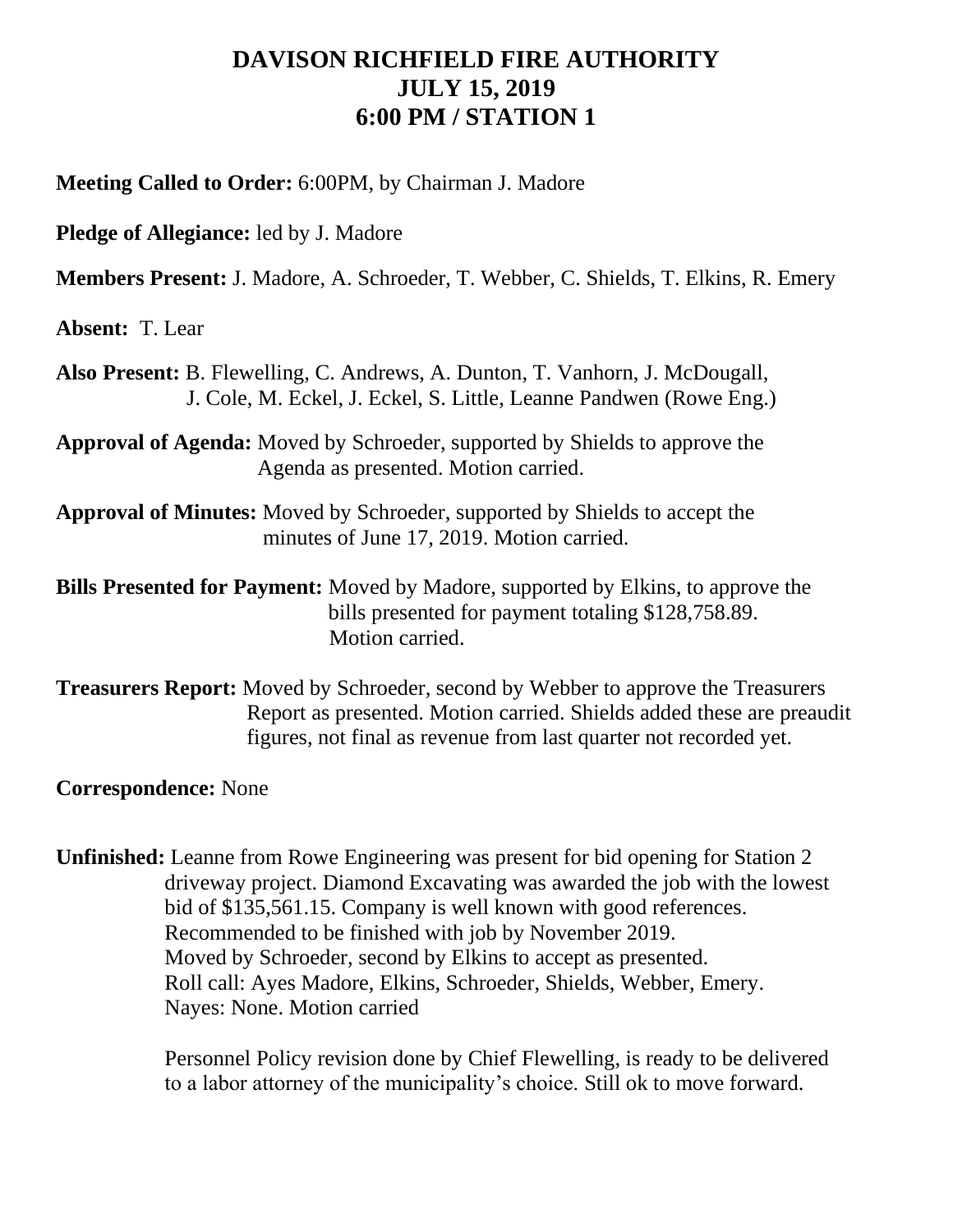# DAVISON RICHFIELD FIRE AUTHORITY
# JULY 15, 2019
# 6:00 PM / STATION 1

**Meeting Called to Order:** 6:00PM, by Chairman J. Madore

**Pledge of Allegiance:** led by J. Madore

**Members Present:** J. Madore, A. Schroeder, T. Webber, C. Shields, T. Elkins, R. Emery

**Absent:** T. Lear

**Also Present:** B. Flewelling, C. Andrews, A. Dunton, T. Vanhorn, J. McDougall, J. Cole, M. Eckel, J. Eckel, S. Little, Leanne Pandwen (Rowe Eng.)

**Approval of Agenda:** Moved by Schroeder, supported by Shields to approve the Agenda as presented. Motion carried.

**Approval of Minutes:** Moved by Schroeder, supported by Shields to accept the minutes of June 17, 2019. Motion carried.

**Bills Presented for Payment:** Moved by Madore, supported by Elkins, to approve the bills presented for payment totaling $128,758.89. Motion carried.

**Treasurers Report:** Moved by Schroeder, second by Webber to approve the Treasurers Report as presented. Motion carried. Shields added these are preaudit figures, not final as revenue from last quarter not recorded yet.

**Correspondence:** None

**Unfinished:** Leanne from Rowe Engineering was present for bid opening for Station 2 driveway project. Diamond Excavating was awarded the job with the lowest bid of $135,561.15. Company is well known with good references. Recommended to be finished with job by November 2019. Moved by Schroeder, second by Elkins to accept as presented. Roll call: Ayes Madore, Elkins, Schroeder, Shields, Webber, Emery. Nayes: None. Motion carried

Personnel Policy revision done by Chief Flewelling, is ready to be delivered to a labor attorney of the municipality's choice. Still ok to move forward.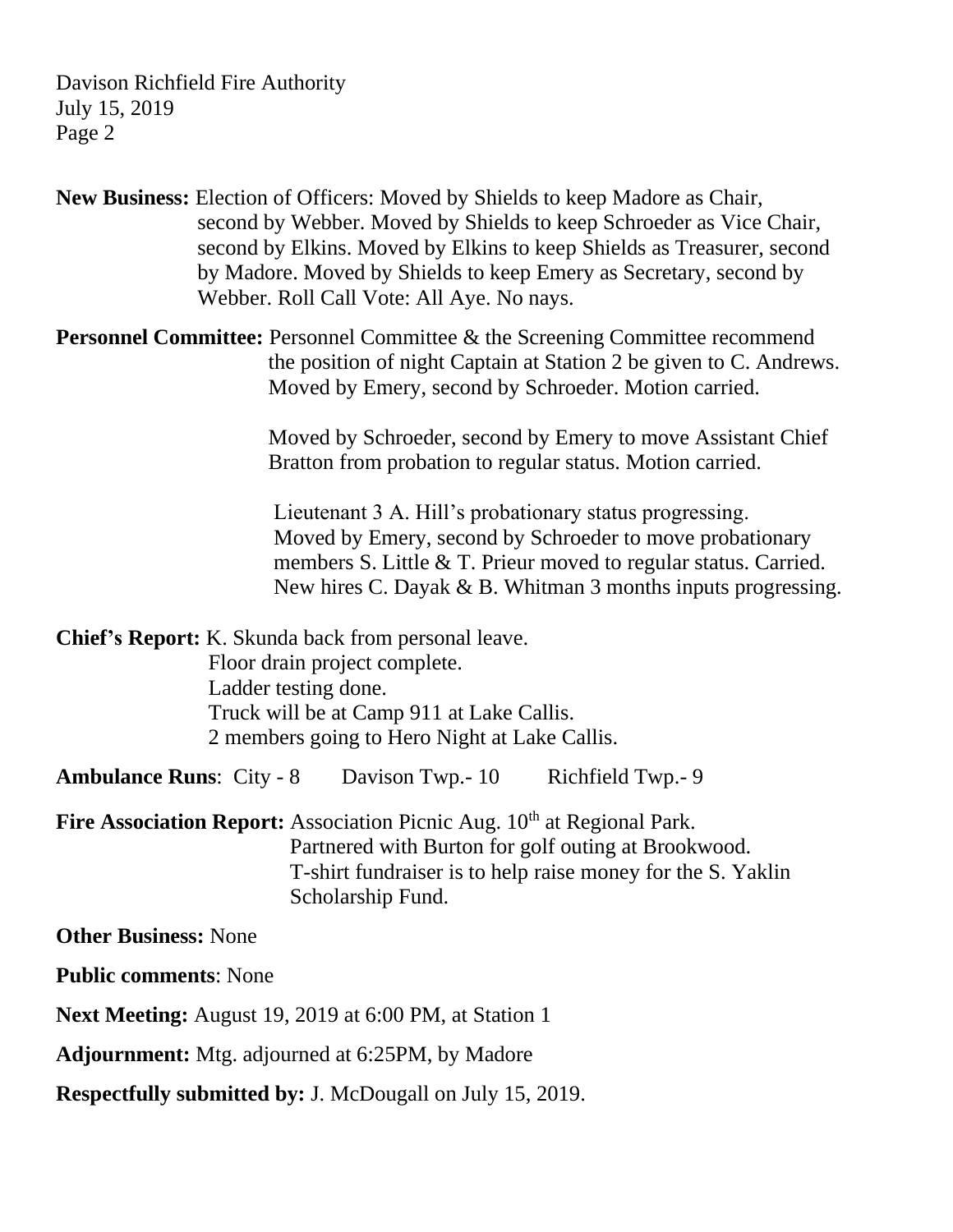Davison Richfield Fire Authority
July 15, 2019

**New Business:** Election of Officers: Moved by Shields to keep Madore as Chair, second by Webber. Moved by Shields to keep Schroeder as Vice Chair, second by Elkins. Moved by Elkins to keep Shields as Treasurer, second by Madore. Moved by Shields to keep Emery as Secretary, second by Webber. Roll Call Vote: All Aye. No nays.

**Personnel Committee:** Personnel Committee & the Screening Committee recommend the position of night Captain at Station 2 be given to C. Andrews. Moved by Emery, second by Schroeder. Motion carried.

Moved by Schroeder, second by Emery to move Assistant Chief Bratton from probation to regular status. Motion carried.

Lieutenant 3 A. Hill's probationary status progressing. Moved by Emery, second by Schroeder to move probationary members S. Little & T. Prieur moved to regular status. Carried. New hires C. Dayak & B. Whitman 3 months inputs progressing.

**Chief's Report:** K. Skunda back from personal leave.
Floor drain project complete.
Ladder testing done.
Truck will be at Camp 911 at Lake Callis.
2 members going to Hero Night at Lake Callis.

**Ambulance Runs**: City - 8 Davison Twp.- 10 Richfield Twp.- 9

**Fire Association Report:** Association Picnic Aug. 10th at Regional Park.
Partnered with Burton for golf outing at Brookwood.
T-shirt fundraiser is to help raise money for the S. Yaklin Scholarship Fund.

**Other Business:** None

**Public comments**: None

**Next Meeting:** August 19, 2019 at 6:00 PM, at Station 1

**Adjournment:** Mtg. adjourned at 6:25PM, by Madore

**Respectfully submitted by:** J. McDougall on July 15, 2019.